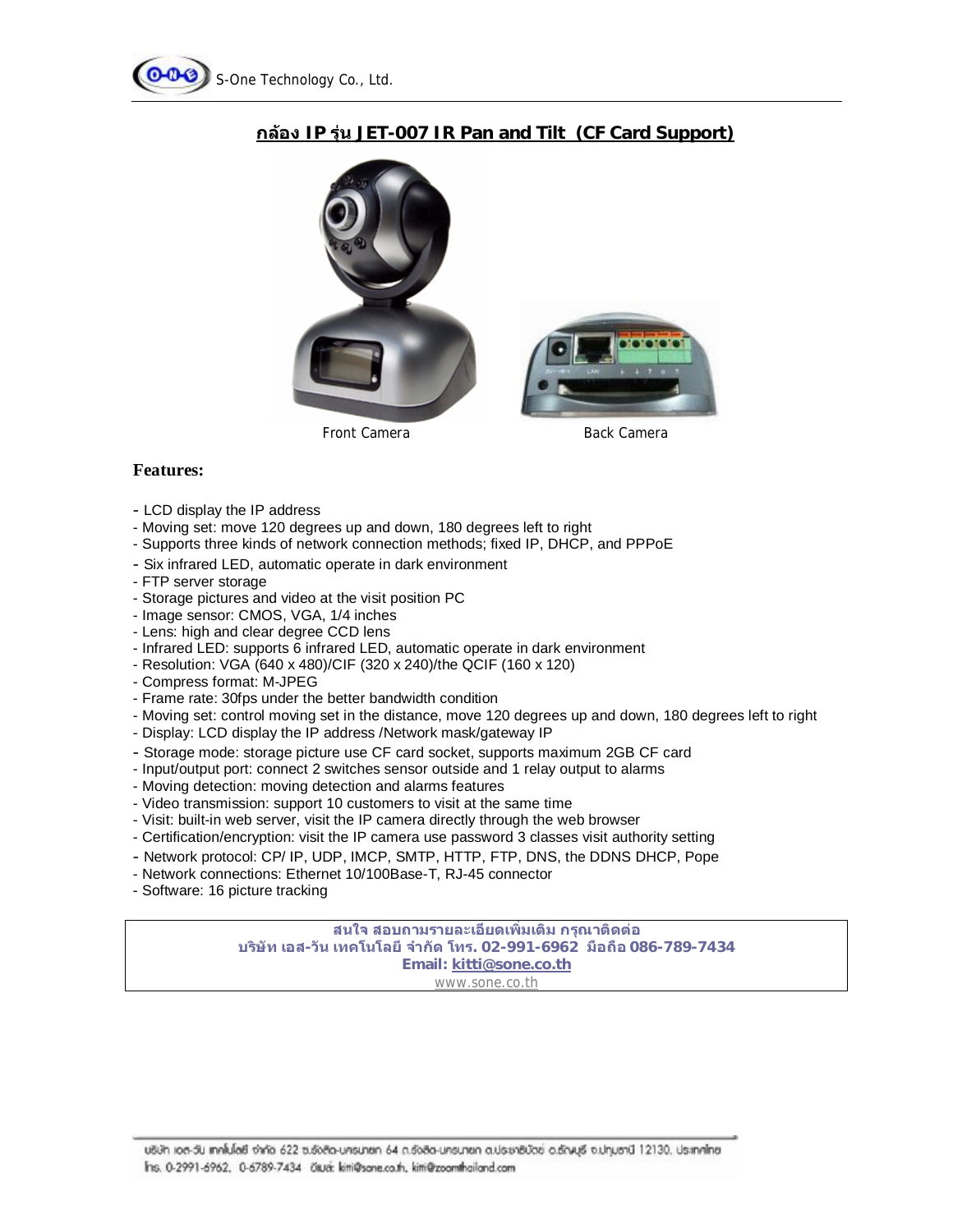## กล้อง IP รุ่น JET-007 IR Pan and Tilt (CF Card Support)

Front Camera

Back Camera

**Features:**

- LCD display the IP address
- Moving set: move 120 degrees up and down, 180 degrees left to right
- Supports three kinds of network connection methods; fixed IP, DHCP, and PPPoE
- Six infrared LED, automatic operate in dark environment
- FTP server storage
- Storage pictures and video at the visit position PC
- Image sensor: CMOS, VGA, 1/4 inches
- Lens: high and clear degree CCD lens
- Infrared LED: supports 6 infrared LED, automatic operate in dark environment
- Resolution: VGA (640 x 480)/CIF (320 x 240)/the QCIF (160 x 120)
- Compress format: M-JPEG
- Frame rate: 30fps under the better bandwidth condition
- Moving set: control moving set in the distance, move 120 degrees up and down, 180 degrees left to right
- Display: LCD display the IP address /Network mask/gateway IP
- Storage mode: storage picture use CF card socket, supports maximum 2GB CF card
- Input/output port: connect 2 switches sensor outside and 1 relay output to alarms
- Moving detection: moving detection and alarms features
- Video transmission: support 10 customers to visit at the same time
- Visit: built-in web server, visit the IP camera directly through the web browser
- Certification/encryption: visit the IP camera use password 3 classes visit authority setting
- Network protocol: CP/ IP, UDP, IMCP, SMTP, HTTP, FTP, DNS, the DDNS DHCP, Pope
- Network connections: Ethernet 10/100Base-T, RJ-45 connector
- Software: 16 picture tracking

**สนใจ สอบถามรายละเอียดเพิ่มเติม กรุณาติดต่อ**
**บริษัท เอส-วัน เทคโนโลยี จำกัด โทร. 02-991-6962 มือถือ 086-789-7434**
**Email: kitti@sone.co.th**
www.sone.co.th

บริษัท เอส-วัน เทคโนโลยี จำกัด 622 ซ.รังสิต-นครนายก 64 ถ.รังสิต-นครนายก ต.ประชาธิปัตย์ อ.ธัญบุรี จ.ปทุมธานี 12130, ประเทศไทย
โทร. 0-2991-6962, 0-6789-7434 อีเมล์: kitti@sone.co.th, kitti@zoomthailand.com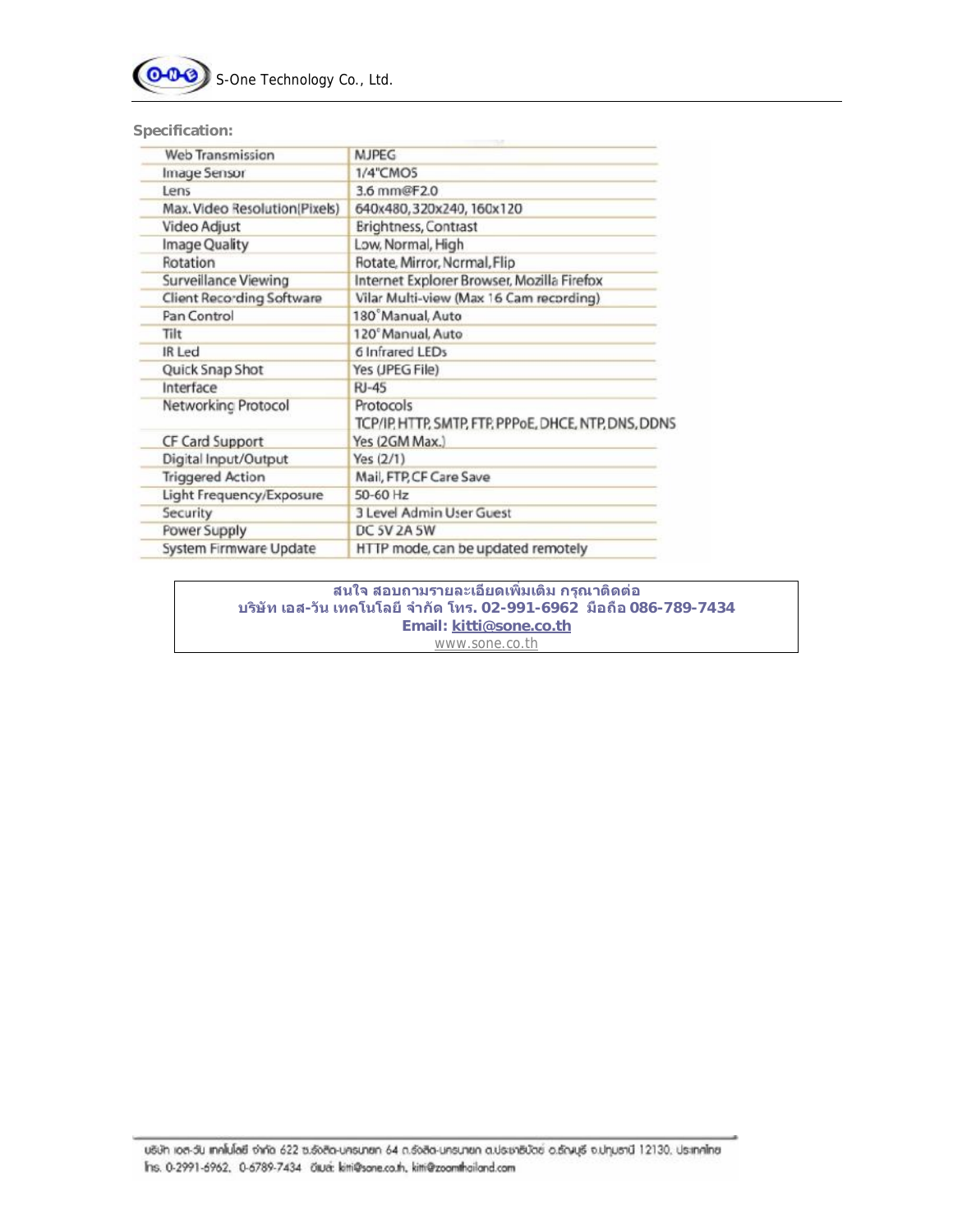**Specification:**

| | |
|---|---|
| Web Transmission | MJPEG |
| Image Sensor | 1/4"CMOS |
| Lens | 3.6 mm@F2.0 |
| Max. Video Resolution(Pixels) | 640x480, 320x240, 160x120 |
| Video Adjust | Brightness, Contrast |
| Image Quality | Low, Normal, High |
| Rotation | Rotate, Mirror, Normal, Flip |
| Surveillance Viewing | Internet Explorer Browser, Mozilla Firefox |
| Client Recording Software | Vilar Multi-view (Max 16 Cam recording) |
| Pan Control | 180°Manual, Auto |
| Tilt | 120°Manual, Auto |
| IR Led | 6 Infrared LEDs |
| Quick Snap Shot | Yes (JPEG File) |
| Interface | RJ-45 |
| Networking Protocol | Protocols TCP/IP, HTTP, SMTP, FTP, PPPoE, DHCE, NTP, DNS, DDNS |
| CF Card Support | Yes (2GM Max.) |
| Digital Input/Output | Yes (2/1) |
| Triggered Action | Mail, FTP, CF Care Save |
| Light Frequency/Exposure | 50-60 Hz |
| Security | 3 Level Admin User Guest |
| Power Supply | DC 5V 2A 5W |
| System Firmware Update | HTTP mode, can be updated remotely |

**สนใจ สอบถามรายละเอียดเพิ่มเติม กรุณาติดต่อ**
**บริษัท เอส-วัน เทคโนโลยี จำกัด โทร. 02-991-6962 มือถือ 086-789-7434**
**Email: kitti@sone.co.th**
www.sone.co.th